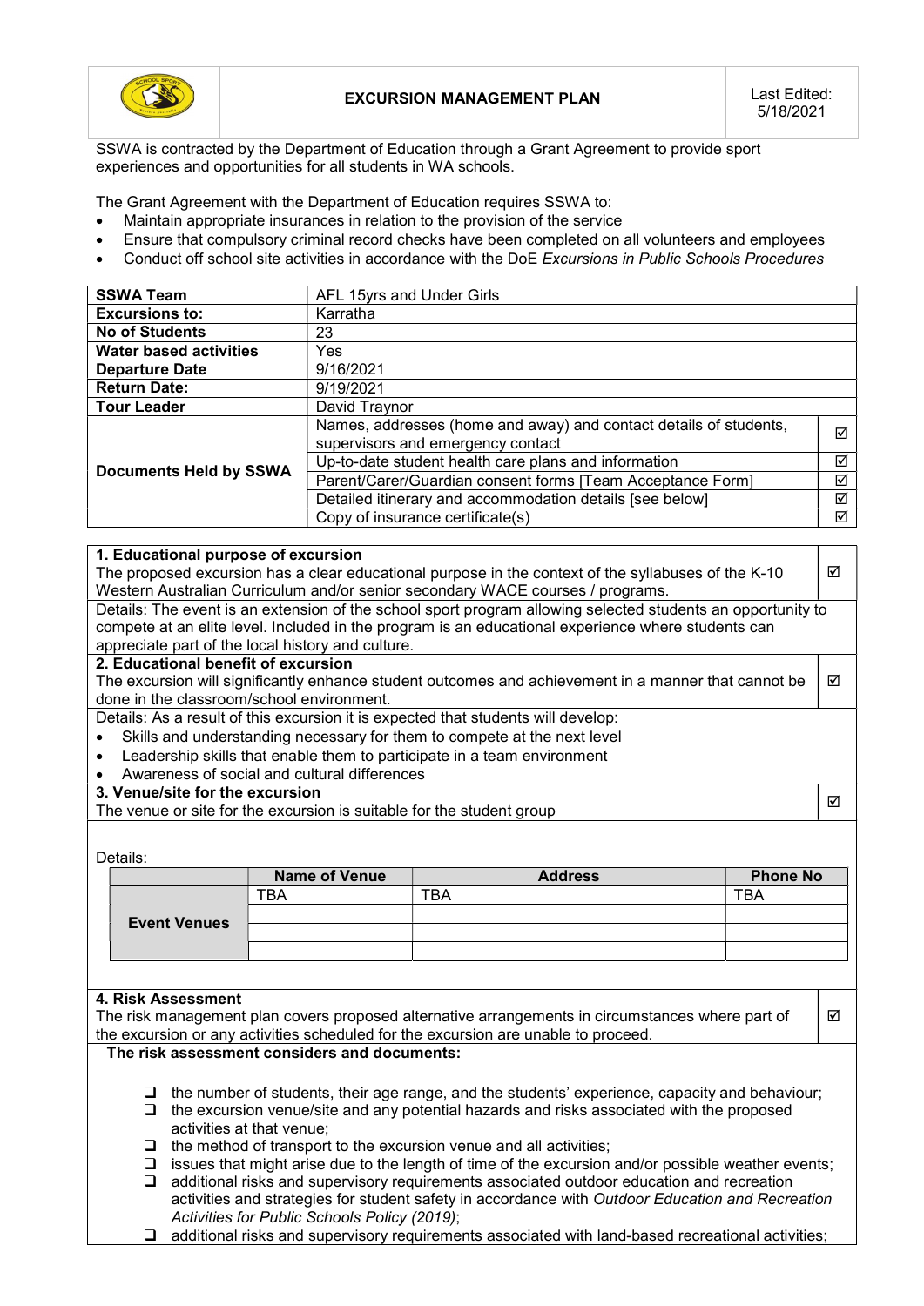| | **EXCURSION MANAGEMENT PLAN** | Last Edited: 5/18/2021 |
|---|---|---|

SSWA is contracted by the Department of Education through a Grant Agreement to provide sport experiences and opportunities for all students in WA schools.

The Grant Agreement with the Department of Education requires SSWA to:

- Maintain appropriate insurances in relation to the provision of the service
- Ensure that compulsory criminal record checks have been completed on all volunteers and employees
- Conduct off school site activities in accordance with the DoE *Excursions in Public Schools Procedures*

| **SSWA Team** | AFL 15yrs and Under Girls | |
|---|---|---|
| **Excursions to:** | Karratha | |
| **No of Students** | 23 | |
| **Water based activities** | Yes | |
| **Departure Date** | 9/16/2021 | |
| **Return Date:** | 9/19/2021 | |
| **Tour Leader** | David Traynor | |
| **Documents Held by SSWA** | Names, addresses (home and away) and contact details of students, supervisors and emergency contact | ☑ |
| | Up-to-date student health care plans and information | ☑ |
| | Parent/Carer/Guardian consent forms [Team Acceptance Form] | ☑ |
| | Detailed itinerary and accommodation details [see below] | ☑ |
| | Copy of insurance certificate(s) | ☑ |

**1. Educational purpose of excursion**
The proposed excursion has a clear educational purpose in the context of the syllabuses of the K-10 Western Australian Curriculum and/or senior secondary WACE courses / programs. ☑

Details: The event is an extension of the school sport program allowing selected students an opportunity to compete at an elite level. Included in the program is an educational experience where students can appreciate part of the local history and culture.

**2. Educational benefit of excursion**
The excursion will significantly enhance student outcomes and achievement in a manner that cannot be done in the classroom/school environment. ☑

Details: As a result of this excursion it is expected that students will develop:

- Skills and understanding necessary for them to compete at the next level
- Leadership skills that enable them to participate in a team environment
- Awareness of social and cultural differences

**3. Venue/site for the excursion**
The venue or site for the excursion is suitable for the student group ☑

Details:

| | Name of Venue | Address | Phone No |
|---|---|---|---|
| **Event Venues** | TBA | TBA | TBA |
| | | | |
| | | | |
| | | | |

**4. Risk Assessment**
The risk management plan covers proposed alternative arrangements in circumstances where part of the excursion or any activities scheduled for the excursion are unable to proceed. ☑

**The risk assessment considers and documents:**

- ❑ the number of students, their age range, and the students' experience, capacity and behaviour;
- ❑ the excursion venue/site and any potential hazards and risks associated with the proposed activities at that venue;
- ❑ the method of transport to the excursion venue and all activities;
- ❑ issues that might arise due to the length of time of the excursion and/or possible weather events;
- ❑ additional risks and supervisory requirements associated outdoor education and recreation activities and strategies for student safety in accordance with *Outdoor Education and Recreation Activities for Public Schools Policy (2019)*;
- ❑ additional risks and supervisory requirements associated with land-based recreational activities;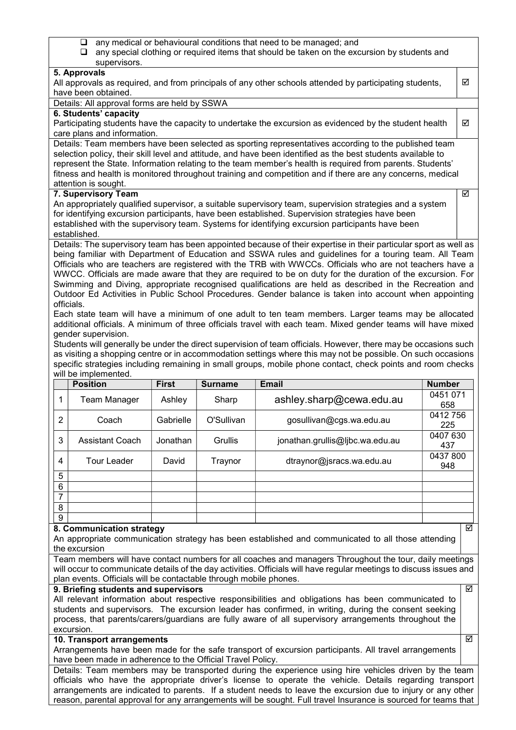- ☐ any medical or behavioural conditions that need to be managed; and
- ☐ any special clothing or required items that should be taken on the excursion by students and supervisors.

**5. Approvals**

All approvals as required, and from principals of any other schools attended by participating students, have been obtained. ☑

Details: All approval forms are held by SSWA

**6. Students' capacity**

Participating students have the capacity to undertake the excursion as evidenced by the student health care plans and information. ☑

Details: Team members have been selected as sporting representatives according to the published team selection policy, their skill level and attitude, and have been identified as the best students available to represent the State. Information relating to the team member's health is required from parents. Students' fitness and health is monitored throughout training and competition and if there are any concerns, medical attention is sought.

**7. Supervisory Team** ☑

An appropriately qualified supervisor, a suitable supervisory team, supervision strategies and a system for identifying excursion participants, have been established. Supervision strategies have been established with the supervisory team. Systems for identifying excursion participants have been established.

Details: The supervisory team has been appointed because of their expertise in their particular sport as well as being familiar with Department of Education and SSWA rules and guidelines for a touring team. All Team Officials who are teachers are registered with the TRB with WWCCs. Officials who are not teachers have a WWCC. Officials are made aware that they are required to be on duty for the duration of the excursion. For Swimming and Diving, appropriate recognised qualifications are held as described in the Recreation and Outdoor Ed Activities in Public School Procedures. Gender balance is taken into account when appointing officials.

Each state team will have a minimum of one adult to ten team members. Larger teams may be allocated additional officials. A minimum of three officials travel with each team. Mixed gender teams will have mixed gender supervision.

Students will generally be under the direct supervision of team officials. However, there may be occasions such as visiting a shopping centre or in accommodation settings where this may not be possible. On such occasions specific strategies including remaining in small groups, mobile phone contact, check points and room checks will be implemented.

| | Position | First | Surname | Email | Number |
|---|---|---|---|---|---|
| 1 | Team Manager | Ashley | Sharp | ashley.sharp@cewa.edu.au | 0451 071 658 |
| 2 | Coach | Gabrielle | O'Sullivan | gosullivan@cgs.wa.edu.au | 0412 756 225 |
| 3 | Assistant Coach | Jonathan | Grullis | jonathan.grullis@ljbc.wa.edu.au | 0407 630 437 |
| 4 | Tour Leader | David | Traynor | dtraynor@jsracs.wa.edu.au | 0437 800 948 |
| 5 | | | | | |
| 6 | | | | | |
| 7 | | | | | |
| 8 | | | | | |
| 9 | | | | | |

**8. Communication strategy** ☑

An appropriate communication strategy has been established and communicated to all those attending the excursion

Team members will have contact numbers for all coaches and managers Throughout the tour, daily meetings will occur to communicate details of the day activities. Officials will have regular meetings to discuss issues and plan events. Officials will be contactable through mobile phones.

**9. Briefing students and supervisors** ☑

All relevant information about respective responsibilities and obligations has been communicated to students and supervisors. The excursion leader has confirmed, in writing, during the consent seeking process, that parents/carers/guardians are fully aware of all supervisory arrangements throughout the excursion.

**10. Transport arrangements** ☑

Arrangements have been made for the safe transport of excursion participants. All travel arrangements have been made in adherence to the Official Travel Policy.

Details: Team members may be transported during the experience using hire vehicles driven by the team officials who have the appropriate driver's license to operate the vehicle. Details regarding transport arrangements are indicated to parents. If a student needs to leave the excursion due to injury or any other reason, parental approval for any arrangements will be sought. Full travel Insurance is sourced for teams that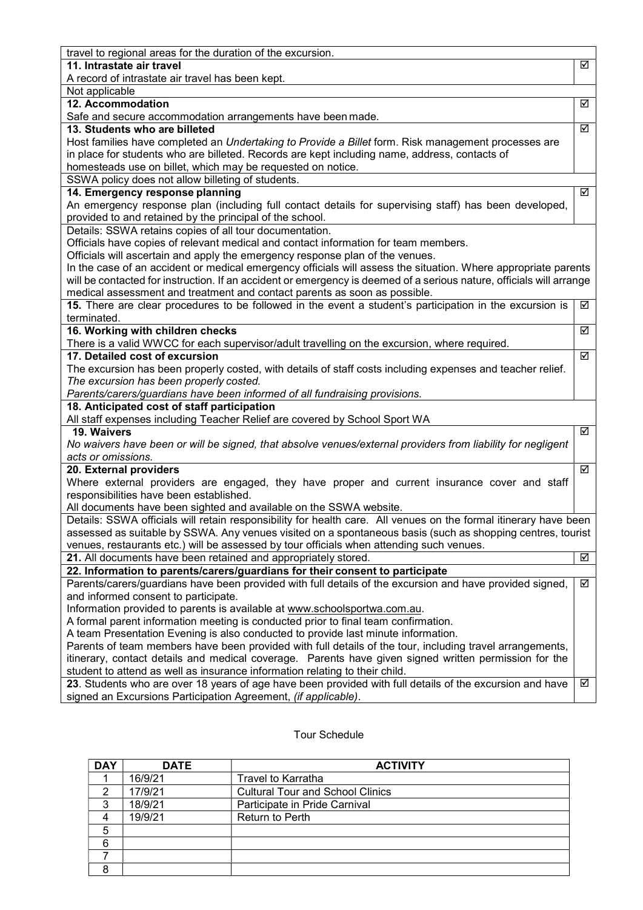| | |
|---|---|
| travel to regional areas for the duration of the excursion. | |
| **11. Intrastate air travel**<br>A record of intrastate air travel has been kept. | ☑ |
| Not applicable | |
| **12. Accommodation**<br>Safe and secure accommodation arrangements have been made. | ☑ |
| **13. Students who are billeted**<br>Host families have completed an *Undertaking to Provide a Billet* form. Risk management processes are in place for students who are billeted. Records are kept including name, address, contacts of homesteads use on billet, which may be requested on notice. | ☑ |
| SSWA policy does not allow billeting of students. | |
| **14. Emergency response planning**<br>An emergency response plan (including full contact details for supervising staff) has been developed, provided to and retained by the principal of the school. | ☑ |
| Details: SSWA retains copies of all tour documentation.<br>Officials have copies of relevant medical and contact information for team members.<br>Officials will ascertain and apply the emergency response plan of the venues.<br>In the case of an accident or medical emergency officials will assess the situation. Where appropriate parents will be contacted for instruction. If an accident or emergency is deemed of a serious nature, officials will arrange medical assessment and treatment and contact parents as soon as possible. | |
| **15.** There are clear procedures to be followed in the event a student's participation in the excursion is terminated. | ☑ |
| **16. Working with children checks**<br>There is a valid WWCC for each supervisor/adult travelling on the excursion, where required. | ☑ |
| **17. Detailed cost of excursion**<br>The excursion has been properly costed, with details of staff costs including expenses and teacher relief.<br>*The excursion has been properly costed.*<br>*Parents/carers/guardians have been informed of all fundraising provisions.* | ☑ |
| **18. Anticipated cost of staff participation**<br>All staff expenses including Teacher Relief are covered by School Sport WA | |
| **19. Waivers**<br>*No waivers have been or will be signed, that absolve venues/external providers from liability for negligent acts or omissions.* | ☑ |
| **20. External providers**<br>Where external providers are engaged, they have proper and current insurance cover and staff responsibilities have been established.<br>All documents have been sighted and available on the SSWA website. | ☑ |
| Details: SSWA officials will retain responsibility for health care. All venues on the formal itinerary have been assessed as suitable by SSWA. Any venues visited on a spontaneous basis (such as shopping centres, tourist venues, restaurants etc.) will be assessed by tour officials when attending such venues. | |
| **21.** All documents have been retained and appropriately stored. | ☑ |
| **22. Information to parents/carers/guardians for their consent to participate** | |
| Parents/carers/guardians have been provided with full details of the excursion and have provided signed, and informed consent to participate.<br>Information provided to parents is available at www.schoolsportwa.com.au.<br>A formal parent information meeting is conducted prior to final team confirmation.<br>A team Presentation Evening is also conducted to provide last minute information.<br>Parents of team members have been provided with full details of the tour, including travel arrangements, itinerary, contact details and medical coverage. Parents have given signed written permission for the student to attend as well as insurance information relating to their child. | ☑ |
| **23**. Students who are over 18 years of age have been provided with full details of the excursion and have signed an Excursions Participation Agreement, *(if applicable)*. | ☑ |

Tour Schedule

| DAY | DATE | ACTIVITY |
|---|---|---|
| 1 | 16/9/21 | Travel to Karratha |
| 2 | 17/9/21 | Cultural Tour and School Clinics |
| 3 | 18/9/21 | Participate in Pride Carnival |
| 4 | 19/9/21 | Return to Perth |
| 5 | | |
| 6 | | |
| 7 | | |
| 8 | | |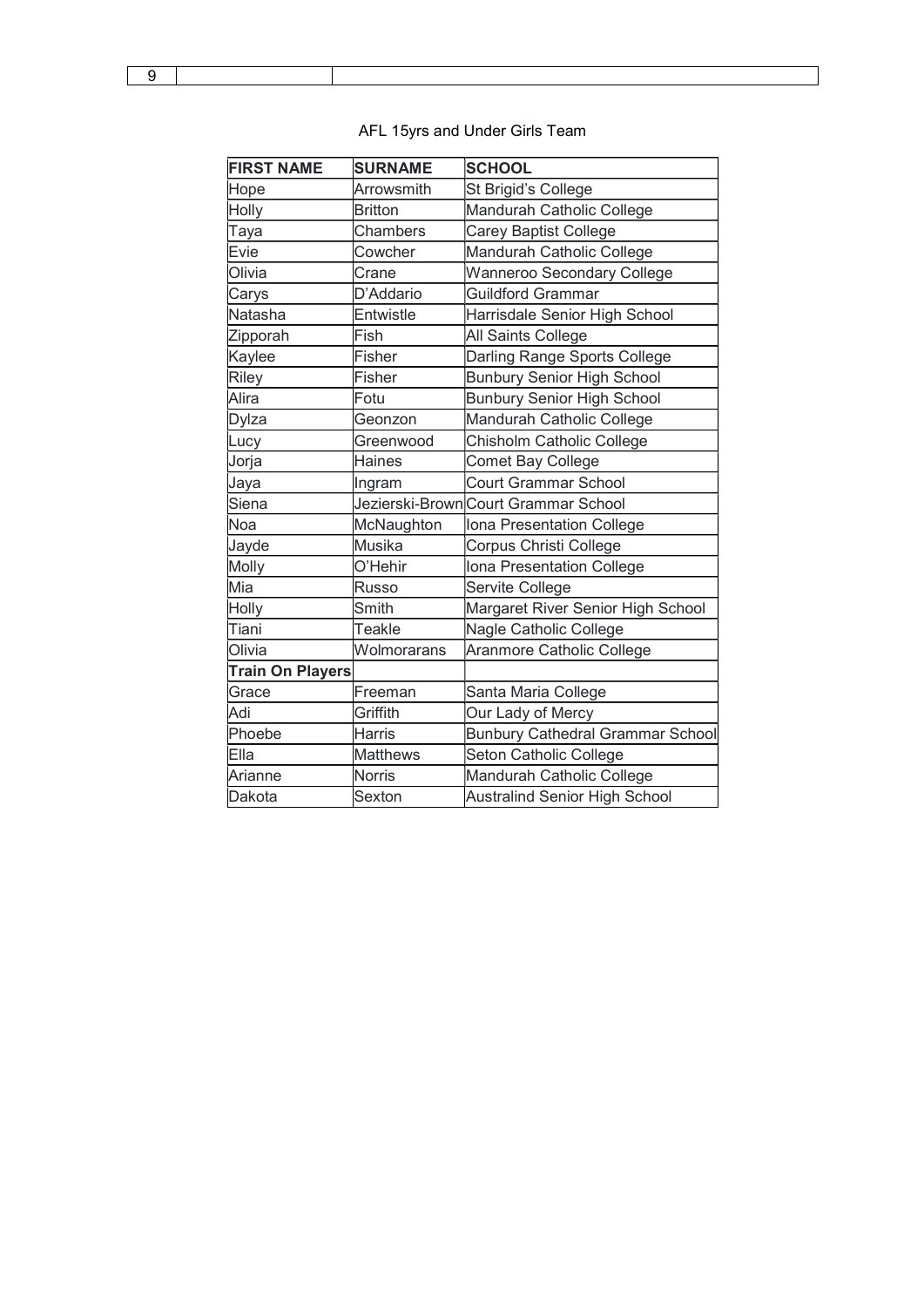| 9 | | |
|---|---|---|

AFL 15yrs and Under Girls Team

| FIRST NAME | SURNAME | SCHOOL |
|---|---|---|
| Hope | Arrowsmith | St Brigid's College |
| Holly | Britton | Mandurah Catholic College |
| Taya | Chambers | Carey Baptist College |
| Evie | Cowcher | Mandurah Catholic College |
| Olivia | Crane | Wanneroo Secondary College |
| Carys | D'Addario | Guildford Grammar |
| Natasha | Entwistle | Harrisdale Senior High School |
| Zipporah | Fish | All Saints College |
| Kaylee | Fisher | Darling Range Sports College |
| Riley | Fisher | Bunbury Senior High School |
| Alira | Fotu | Bunbury Senior High School |
| Dylza | Geonzon | Mandurah Catholic College |
| Lucy | Greenwood | Chisholm Catholic College |
| Jorja | Haines | Comet Bay College |
| Jaya | Ingram | Court Grammar School |
| Siena | Jezierski-Brown | Court Grammar School |
| Noa | McNaughton | Iona Presentation College |
| Jayde | Musika | Corpus Christi College |
| Molly | O'Hehir | Iona Presentation College |
| Mia | Russo | Servite College |
| Holly | Smith | Margaret River Senior High School |
| Tiani | Teakle | Nagle Catholic College |
| Olivia | Wolmorarans | Aranmore Catholic College |
| **Train On Players** | | |
| Grace | Freeman | Santa Maria College |
| Adi | Griffith | Our Lady of Mercy |
| Phoebe | Harris | Bunbury Cathedral Grammar School |
| Ella | Matthews | Seton Catholic College |
| Arianne | Norris | Mandurah Catholic College |
| Dakota | Sexton | Australind Senior High School |